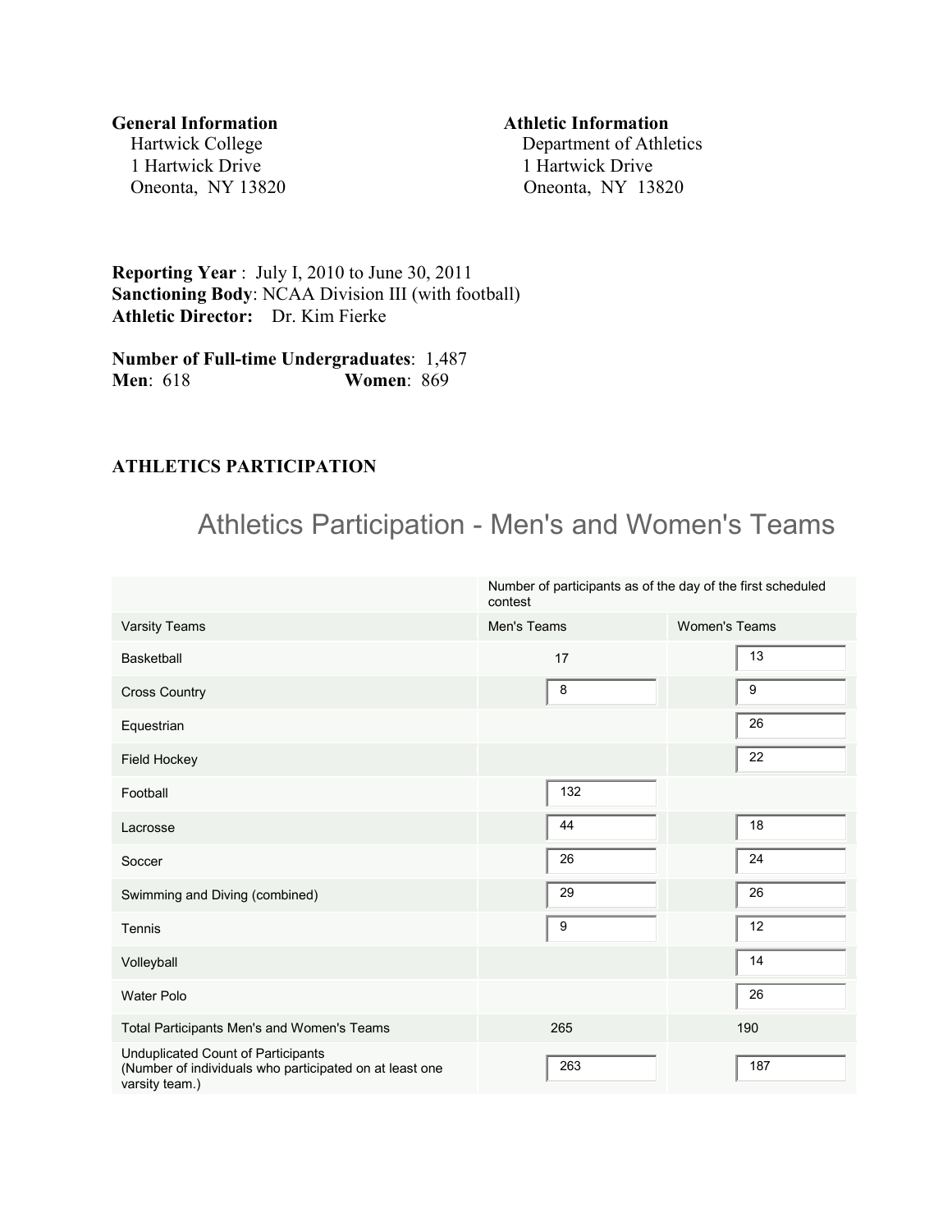**General Information**
Hartwick College
1 Hartwick Drive
Oneonta, NY 13820

**Athletic Information**
Department of Athletics
1 Hartwick Drive
Oneonta, NY 13820

**Reporting Year** : July I, 2010 to June 30, 2011
**Sanctioning Body**: NCAA Division III (with football)
**Athletic Director:** Dr. Kim Fierke

**Number of Full-time Undergraduates**: 1,487
**Men**: 618 **Women**: 869

**ATHLETICS PARTICIPATION**

## Athletics Participation - Men's and Women's Teams

| | Number of participants as of the day of the first scheduled contest | |
|---|---|---|
| Varsity Teams | Men's Teams | Women's Teams |
| Basketball | 17 | 13 |
| Cross Country | 8 | 9 |
| Equestrian | | 26 |
| Field Hockey | | 22 |
| Football | 132 | |
| Lacrosse | 44 | 18 |
| Soccer | 26 | 24 |
| Swimming and Diving (combined) | 29 | 26 |
| Tennis | 9 | 12 |
| Volleyball | | 14 |
| Water Polo | | 26 |
| Total Participants Men's and Women's Teams | 265 | 190 |
| Unduplicated Count of Participants (Number of individuals who participated on at least one varsity team.) | 263 | 187 |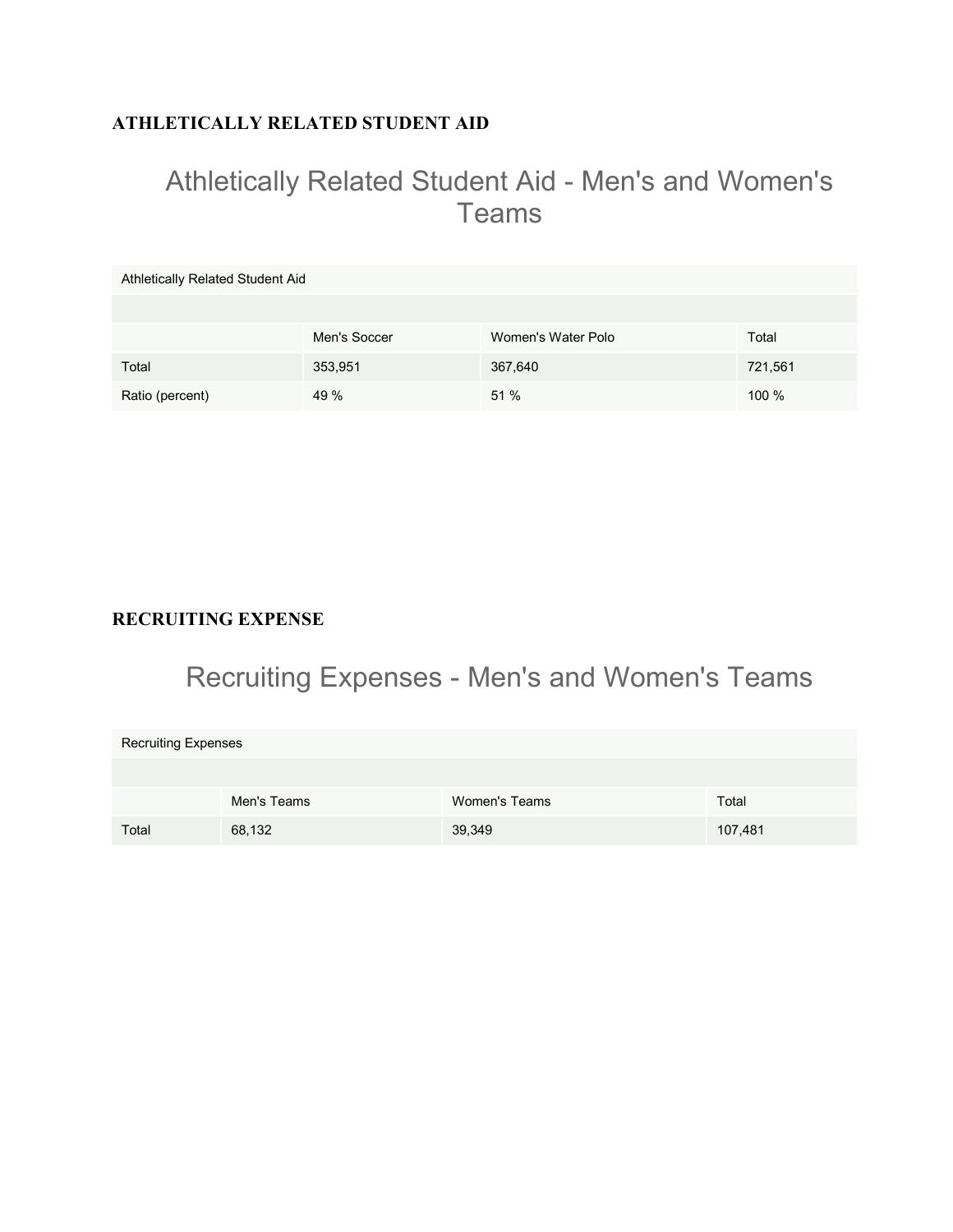**ATHLETICALLY RELATED STUDENT AID**

## Athletically Related Student Aid - Men's and Women's Teams

| Athletically Related Student Aid | | | |
|---|---|---|---|
| | Men's Soccer | Women's Water Polo | Total |
| Total | 353,951 | 367,640 | 721,561 |
| Ratio (percent) | 49 % | 51 % | 100 % |

**RECRUITING EXPENSE**

## Recruiting Expenses - Men's and Women's Teams

| Recruiting Expenses | | | |
|---|---|---|---|
| | Men's Teams | Women's Teams | Total |
| Total | 68,132 | 39,349 | 107,481 |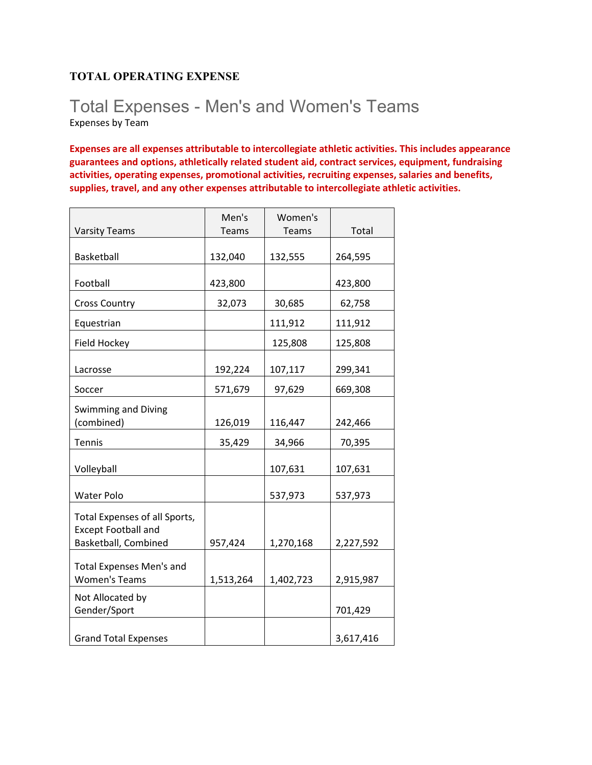**TOTAL OPERATING EXPENSE**

# Total Expenses - Men's and Women's Teams

Expenses by Team

**Expenses are all expenses attributable to intercollegiate athletic activities. This includes appearance guarantees and options, athletically related student aid, contract services, equipment, fundraising activities, operating expenses, promotional activities, recruiting expenses, salaries and benefits, supplies, travel, and any other expenses attributable to intercollegiate athletic activities.**

| Varsity Teams | Men's Teams | Women's Teams | Total |
|---|---|---|---|
| Basketball | 132,040 | 132,555 | 264,595 |
| Football | 423,800 | | 423,800 |
| Cross Country | 32,073 | 30,685 | 62,758 |
| Equestrian | | 111,912 | 111,912 |
| Field Hockey | | 125,808 | 125,808 |
| Lacrosse | 192,224 | 107,117 | 299,341 |
| Soccer | 571,679 | 97,629 | 669,308 |
| Swimming and Diving (combined) | 126,019 | 116,447 | 242,466 |
| Tennis | 35,429 | 34,966 | 70,395 |
| Volleyball | | 107,631 | 107,631 |
| Water Polo | | 537,973 | 537,973 |
| Total Expenses of all Sports, Except Football and Basketball, Combined | 957,424 | 1,270,168 | 2,227,592 |
| Total Expenses Men's and Women's Teams | 1,513,264 | 1,402,723 | 2,915,987 |
| Not Allocated by Gender/Sport | | | 701,429 |
| Grand Total Expenses | | | 3,617,416 |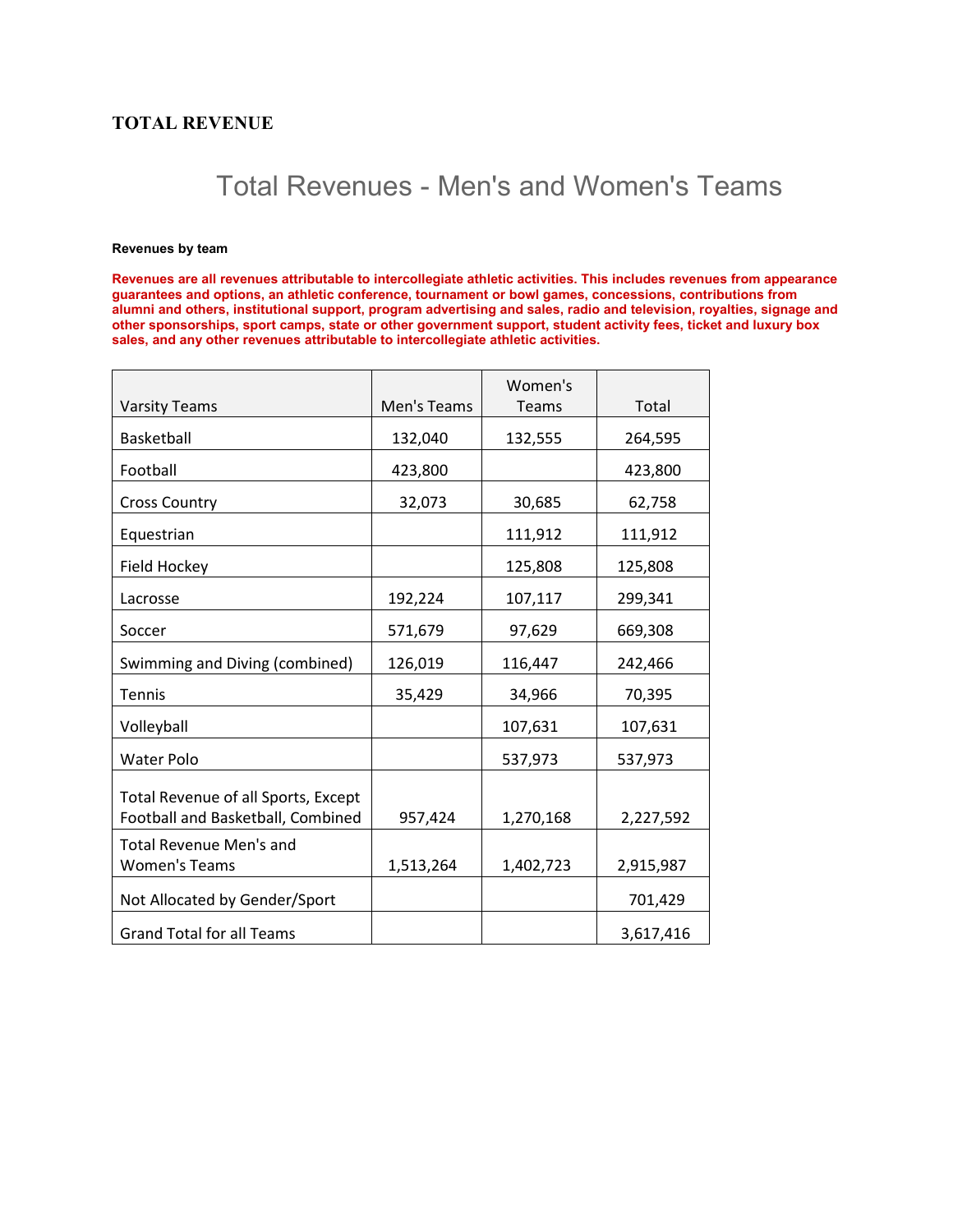## TOTAL REVENUE

# Total Revenues - Men's and Women's Teams

**Revenues by team**

**Revenues are all revenues attributable to intercollegiate athletic activities. This includes revenues from appearance guarantees and options, an athletic conference, tournament or bowl games, concessions, contributions from alumni and others, institutional support, program advertising and sales, radio and television, royalties, signage and other sponsorships, sport camps, state or other government support, student activity fees, ticket and luxury box sales, and any other revenues attributable to intercollegiate athletic activities.**

| Varsity Teams | Men's Teams | Women's Teams | Total |
|---|---|---|---|
| Basketball | 132,040 | 132,555 | 264,595 |
| Football | 423,800 | | 423,800 |
| Cross Country | 32,073 | 30,685 | 62,758 |
| Equestrian | | 111,912 | 111,912 |
| Field Hockey | | 125,808 | 125,808 |
| Lacrosse | 192,224 | 107,117 | 299,341 |
| Soccer | 571,679 | 97,629 | 669,308 |
| Swimming and Diving (combined) | 126,019 | 116,447 | 242,466 |
| Tennis | 35,429 | 34,966 | 70,395 |
| Volleyball | | 107,631 | 107,631 |
| Water Polo | | 537,973 | 537,973 |
| Total Revenue of all Sports, Except Football and Basketball, Combined | 957,424 | 1,270,168 | 2,227,592 |
| Total Revenue Men's and Women's Teams | 1,513,264 | 1,402,723 | 2,915,987 |
| Not Allocated by Gender/Sport | | | 701,429 |
| Grand Total for all Teams | | | 3,617,416 |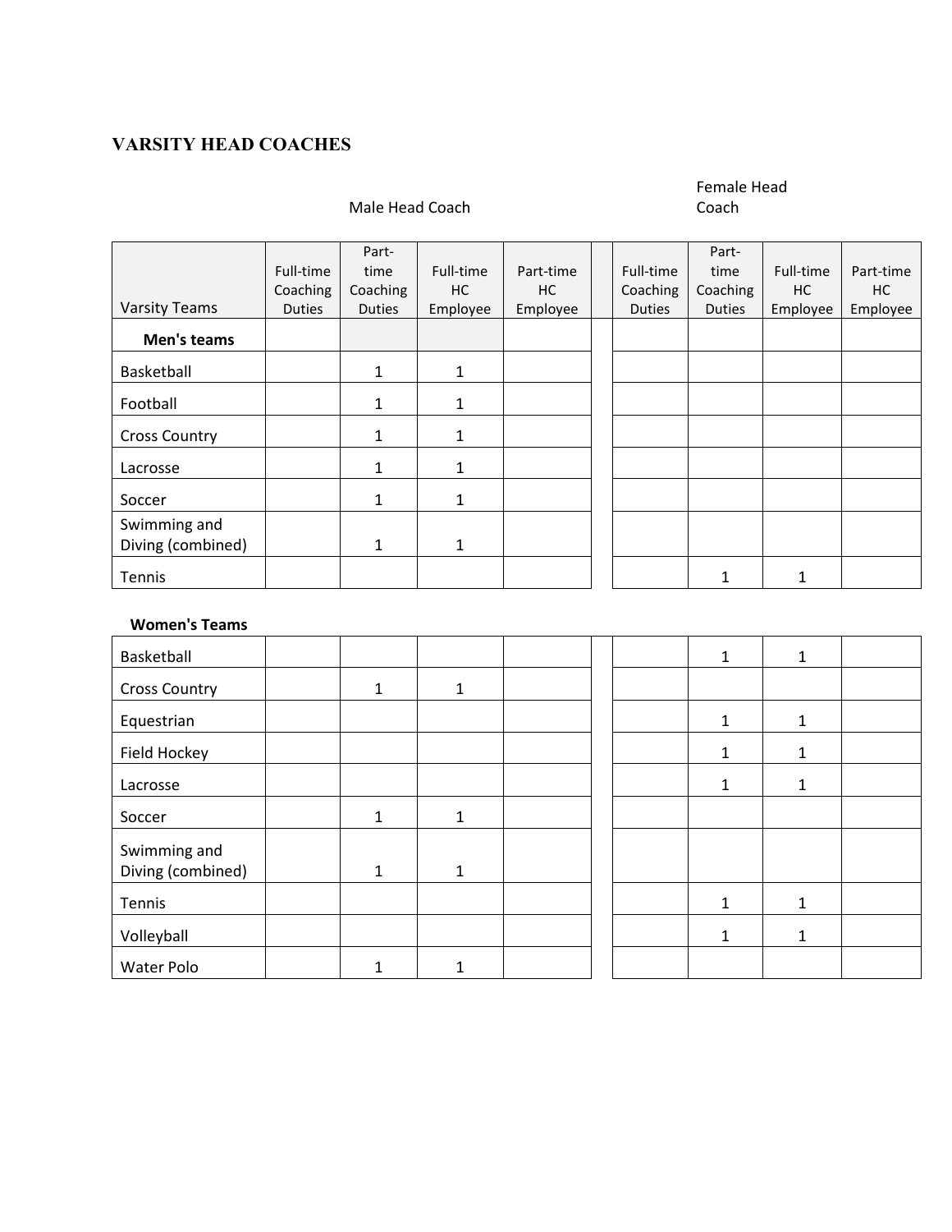## VARSITY HEAD COACHES

| Varsity Teams | Male Head Coach | | | | | Female Head Coach | | | |
|---|---|---|---|---|---|---|---|---|---|
| | Full-time Coaching Duties | Part-time Coaching Duties | Full-time HC Employee | Part-time HC Employee | | Full-time Coaching Duties | Part-time Coaching Duties | Full-time HC Employee | Part-time HC Employee |
| **Men's teams** | | | | | | | | | |
| Basketball | | 1 | 1 | | | | | | |
| Football | | 1 | 1 | | | | | | |
| Cross Country | | 1 | 1 | | | | | | |
| Lacrosse | | 1 | 1 | | | | | | |
| Soccer | | 1 | 1 | | | | | | |
| Swimming and Diving (combined) | | 1 | 1 | | | | | | |
| Tennis | | | | | | | 1 | 1 | |
| **Women's Teams** | | | | | | | | | |
| Basketball | | | | | | | 1 | 1 | |
| Cross Country | | 1 | 1 | | | | | | |
| Equestrian | | | | | | | 1 | 1 | |
| Field Hockey | | | | | | | 1 | 1 | |
| Lacrosse | | | | | | | 1 | 1 | |
| Soccer | | 1 | 1 | | | | | | |
| Swimming and Diving (combined) | | 1 | 1 | | | | | | |
| Tennis | | | | | | | 1 | 1 | |
| Volleyball | | | | | | | 1 | 1 | |
| Water Polo | | 1 | 1 | | | | | | |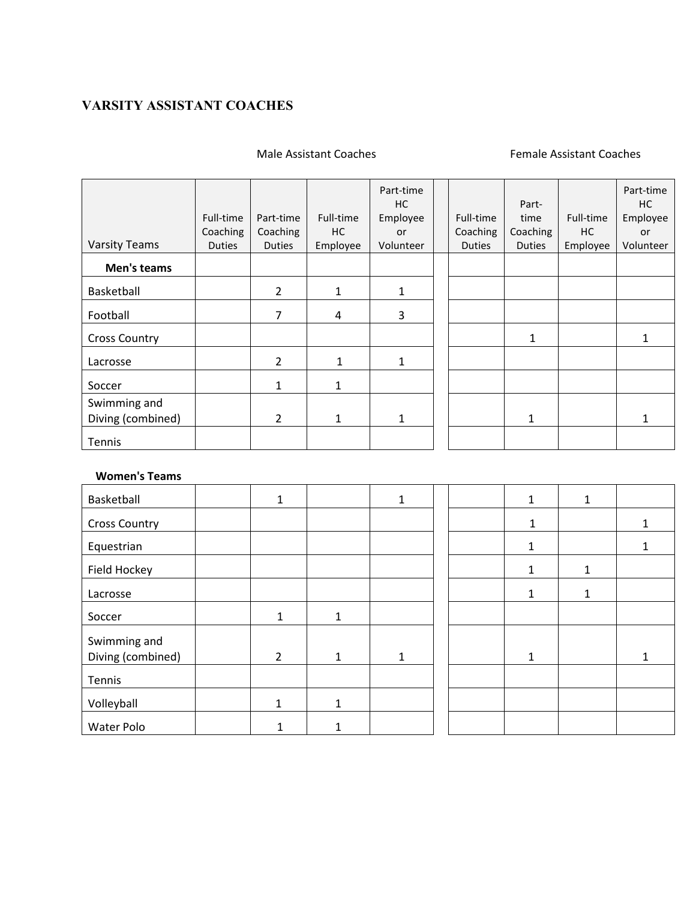# VARSITY ASSISTANT COACHES

| Varsity Teams | Male Assistant Coaches | | | | Female Assistant Coaches | | | |
|---|---|---|---|---|---|---|---|---|
| | Full-time Coaching Duties | Part-time Coaching Duties | Full-time HC Employee | Part-time HC Employee or Volunteer | Full-time Coaching Duties | Part-time Coaching Duties | Full-time HC Employee | Part-time HC Employee or Volunteer |
| **Men's teams** | | | | | | | | |
| Basketball | | 2 | 1 | 1 | | | | |
| Football | | 7 | 4 | 3 | | | | |
| Cross Country | | | | | | 1 | | 1 |
| Lacrosse | | 2 | 1 | 1 | | | | |
| Soccer | | 1 | 1 | | | | | |
| Swimming and Diving (combined) | | 2 | 1 | 1 | | 1 | | 1 |
| Tennis | | | | | | | | |
| **Women's Teams** | | | | | | | | |
| Basketball | | 1 | | 1 | | 1 | 1 | |
| Cross Country | | | | | | 1 | | 1 |
| Equestrian | | | | | | 1 | | 1 |
| Field Hockey | | | | | | 1 | 1 | |
| Lacrosse | | | | | | 1 | 1 | |
| Soccer | | 1 | 1 | | | | | |
| Swimming and Diving (combined) | | 2 | 1 | 1 | | 1 | | 1 |
| Tennis | | | | | | | | |
| Volleyball | | 1 | 1 | | | | | |
| Water Polo | | 1 | 1 | | | | | |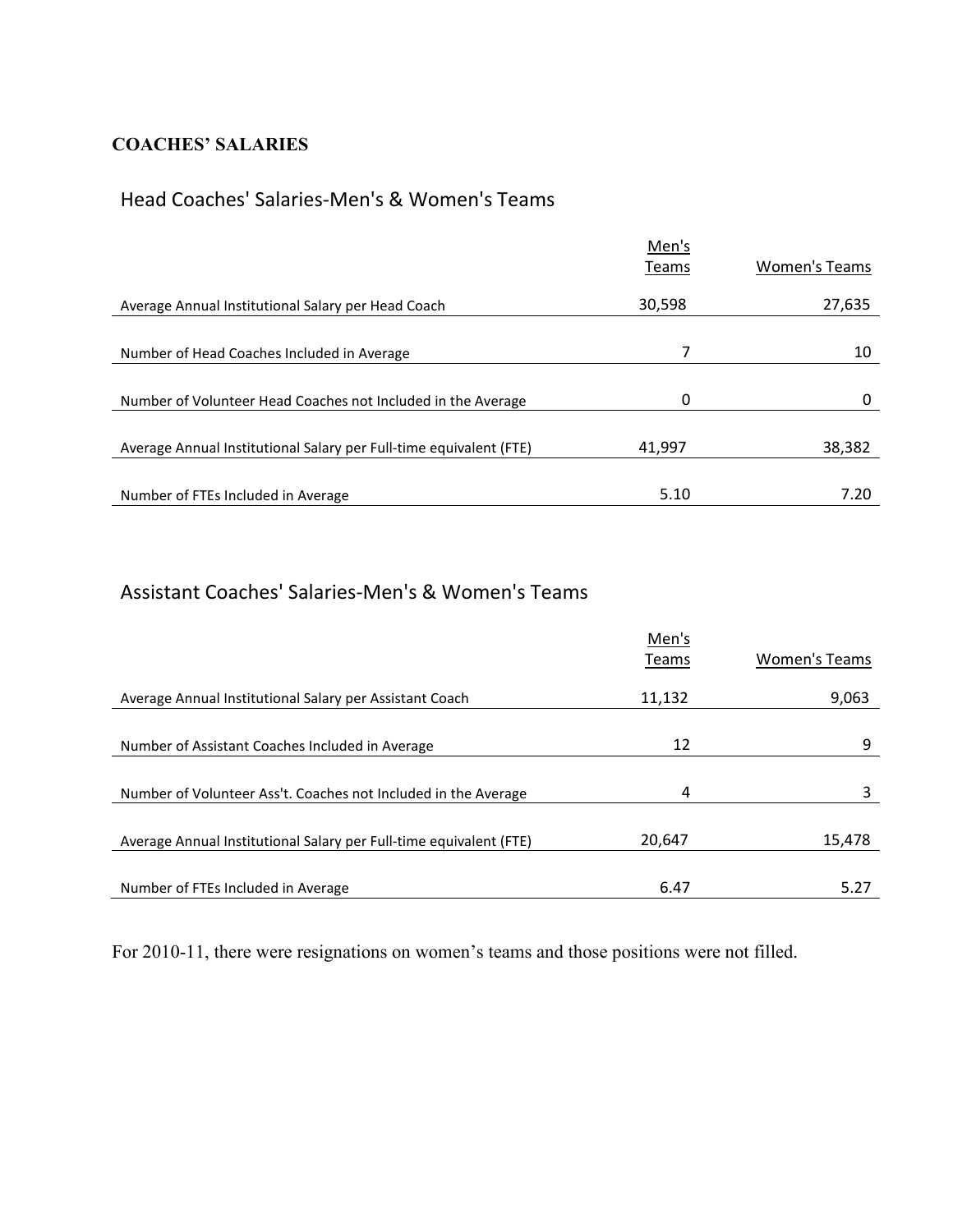**COACHES' SALARIES**

## Head Coaches' Salaries-Men's & Women's Teams

| | Men's Teams | Women's Teams |
|---|---|---|
| Average Annual Institutional Salary per Head Coach | 30,598 | 27,635 |
| Number of Head Coaches Included in Average | 7 | 10 |
| Number of Volunteer Head Coaches not Included in the Average | 0 | 0 |
| Average Annual Institutional Salary per Full-time equivalent (FTE) | 41,997 | 38,382 |
| Number of FTEs Included in Average | 5.10 | 7.20 |

## Assistant Coaches' Salaries-Men's & Women's Teams

| | Men's Teams | Women's Teams |
|---|---|---|
| Average Annual Institutional Salary per Assistant Coach | 11,132 | 9,063 |
| Number of Assistant Coaches Included in Average | 12 | 9 |
| Number of Volunteer Ass't. Coaches not Included in the Average | 4 | 3 |
| Average Annual Institutional Salary per Full-time equivalent (FTE) | 20,647 | 15,478 |
| Number of FTEs Included in Average | 6.47 | 5.27 |

For 2010-11, there were resignations on women's teams and those positions were not filled.